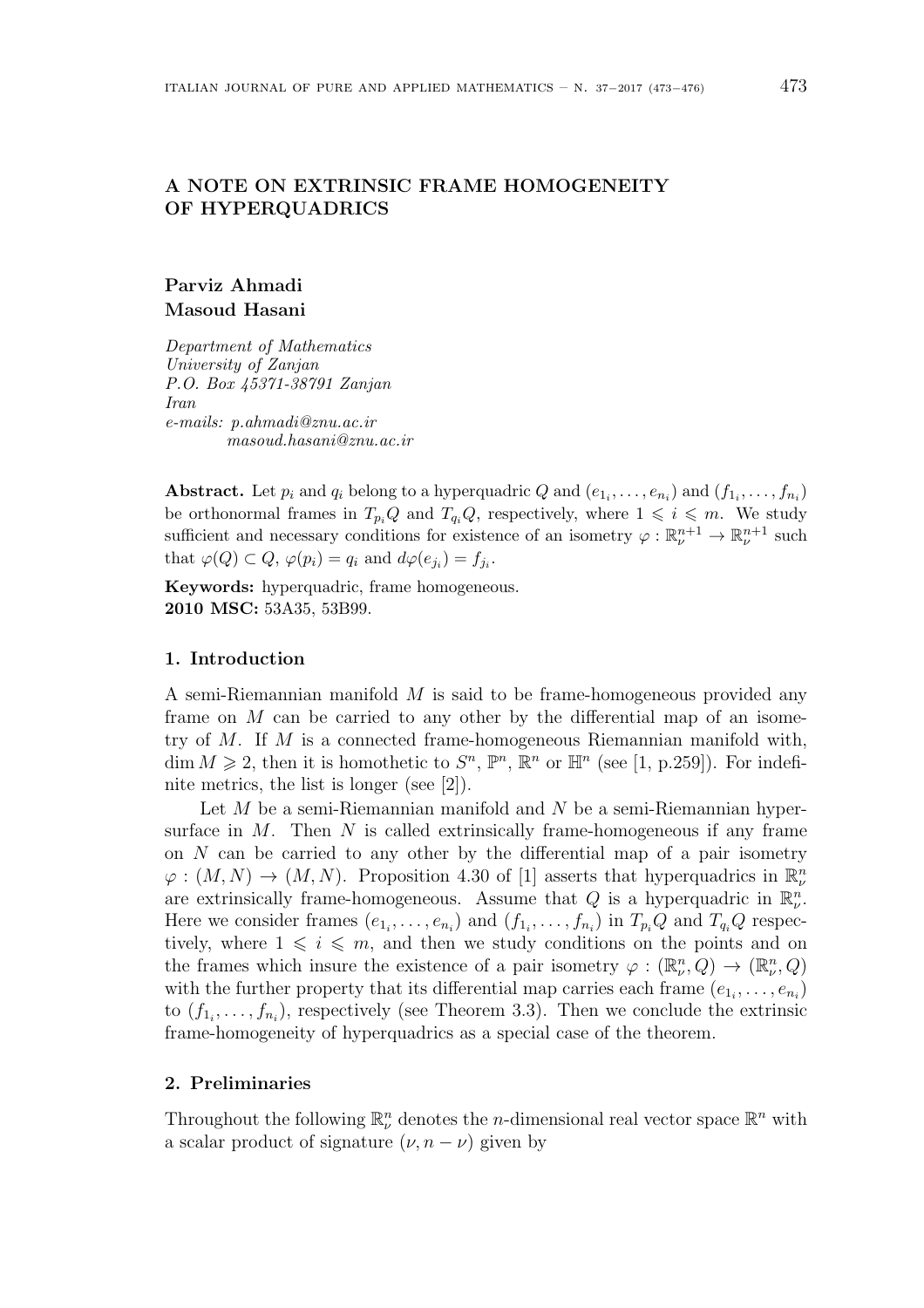# A NOTE ON EXTRINSIC FRAME HOMOGENEITY OF HYPERQUADRICS

**Parviz Ahmadi**
**Masoud Hasani**

*Department of Mathematics*
*University of Zanjan*
*P.O. Box 45371-38791 Zanjan*
*Iran*
*e-mails: p.ahmadi@znu.ac.ir*
*masoud.hasani@znu.ac.ir*

**Abstract.** Let $p_i$ and $q_i$ belong to a hyperquadric $Q$ and $(e_{1_i}, \ldots, e_{n_i})$ and $(f_{1_i}, \ldots, f_{n_i})$ be orthonormal frames in $T_{p_i}Q$ and $T_{q_i}Q$, respectively, where $1 \leqslant i \leqslant m$. We study sufficient and necessary conditions for existence of an isometry $\varphi : \mathbb{R}^{n+1}_\nu \to \mathbb{R}^{n+1}_\nu$ such that $\varphi(Q) \subset Q$, $\varphi(p_i) = q_i$ and $d\varphi(e_{j_i}) = f_{j_i}$.

**Keywords:** hyperquadric, frame homogeneous.
**2010 MSC:** 53A35, 53B99.

## 1. Introduction

A semi-Riemannian manifold $M$ is said to be frame-homogeneous provided any frame on $M$ can be carried to any other by the differential map of an isometry of $M$. If $M$ is a connected frame-homogeneous Riemannian manifold with, $\dim M \geqslant 2$, then it is homothetic to $S^n$, $\mathbb{P}^n$, $\mathbb{R}^n$ or $\mathbb{H}^n$ (see [1, p.259]). For indefinite metrics, the list is longer (see [2]).

Let $M$ be a semi-Riemannian manifold and $N$ be a semi-Riemannian hypersurface in $M$. Then $N$ is called extrinsically frame-homogeneous if any frame on $N$ can be carried to any other by the differential map of a pair isometry $\varphi : (M, N) \to (M, N)$. Proposition 4.30 of [1] asserts that hyperquadrics in $\mathbb{R}^n_\nu$ are extrinsically frame-homogeneous. Assume that $Q$ is a hyperquadric in $\mathbb{R}^n_\nu$. Here we consider frames $(e_{1_i}, \ldots, e_{n_i})$ and $(f_{1_i}, \ldots, f_{n_i})$ in $T_{p_i}Q$ and $T_{q_i}Q$ respectively, where $1 \leqslant i \leqslant m$, and then we study conditions on the points and on the frames which insure the existence of a pair isometry $\varphi : (\mathbb{R}^n_\nu, Q) \to (\mathbb{R}^n_\nu, Q)$ with the further property that its differential map carries each frame $(e_{1_i}, \ldots, e_{n_i})$ to $(f_{1_i}, \ldots, f_{n_i})$, respectively (see Theorem 3.3). Then we conclude the extrinsic frame-homogeneity of hyperquadrics as a special case of the theorem.

## 2. Preliminaries

Throughout the following $\mathbb{R}^n_\nu$ denotes the $n$-dimensional real vector space $\mathbb{R}^n$ with a scalar product of signature $(\nu, n - \nu)$ given by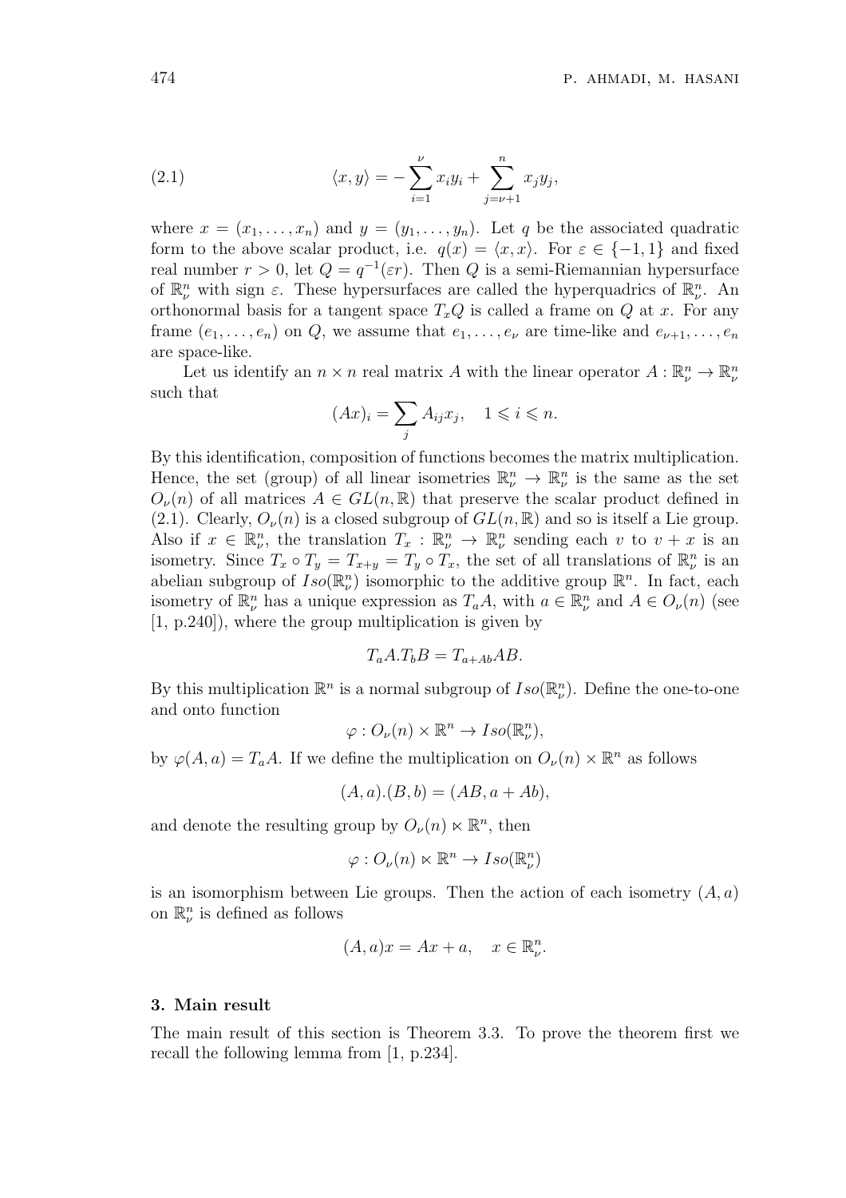$$\langle x, y\rangle = -\sum_{i=1}^{\nu} x_i y_i + \sum_{j=\nu+1}^{n} x_j y_j, \tag{2.1}$$

where $x = (x_1, \ldots, x_n)$ and $y = (y_1, \ldots, y_n)$. Let $q$ be the associated quadratic form to the above scalar product, i.e. $q(x) = \langle x, x\rangle$. For $\varepsilon \in \{-1, 1\}$ and fixed real number $r > 0$, let $Q = q^{-1}(\varepsilon r)$. Then $Q$ is a semi-Riemannian hypersurface of $\mathbb{R}^n_\nu$ with sign $\varepsilon$. These hypersurfaces are called the hyperquadrics of $\mathbb{R}^n_\nu$. An orthonormal basis for a tangent space $T_x Q$ is called a frame on $Q$ at $x$. For any frame $(e_1, \ldots, e_n)$ on $Q$, we assume that $e_1, \ldots, e_\nu$ are time-like and $e_{\nu+1}, \ldots, e_n$ are space-like.

Let us identify an $n \times n$ real matrix $A$ with the linear operator $A : \mathbb{R}^n_\nu \to \mathbb{R}^n_\nu$ such that

$$(Ax)_i = \sum_j A_{ij} x_j, \quad 1 \leqslant i \leqslant n.$$

By this identification, composition of functions becomes the matrix multiplication. Hence, the set (group) of all linear isometries $\mathbb{R}^n_\nu \to \mathbb{R}^n_\nu$ is the same as the set $O_\nu(n)$ of all matrices $A \in GL(n, \mathbb{R})$ that preserve the scalar product defined in (2.1). Clearly, $O_\nu(n)$ is a closed subgroup of $GL(n, \mathbb{R})$ and so is itself a Lie group. Also if $x \in \mathbb{R}^n_\nu$, the translation $T_x : \mathbb{R}^n_\nu \to \mathbb{R}^n_\nu$ sending each $v$ to $v + x$ is an isometry. Since $T_x \circ T_y = T_{x+y} = T_y \circ T_x$, the set of all translations of $\mathbb{R}^n_\nu$ is an abelian subgroup of $Iso(\mathbb{R}^n_\nu)$ isomorphic to the additive group $\mathbb{R}^n$. In fact, each isometry of $\mathbb{R}^n_\nu$ has a unique expression as $T_a A$, with $a \in \mathbb{R}^n_\nu$ and $A \in O_\nu(n)$ (see [1, p.240]), where the group multiplication is given by

$$T_a A . T_b B = T_{a+Ab} AB.$$

By this multiplication $\mathbb{R}^n$ is a normal subgroup of $Iso(\mathbb{R}^n_\nu)$. Define the one-to-one and onto function

$$\varphi : O_\nu(n) \times \mathbb{R}^n \to Iso(\mathbb{R}^n_\nu),$$

by $\varphi(A, a) = T_a A$. If we define the multiplication on $O_\nu(n) \times \mathbb{R}^n$ as follows

$$(A, a).(B, b) = (AB, a + Ab),$$

and denote the resulting group by $O_\nu(n) \ltimes \mathbb{R}^n$, then

$$\varphi : O_\nu(n) \ltimes \mathbb{R}^n \to Iso(\mathbb{R}^n_\nu)$$

is an isomorphism between Lie groups. Then the action of each isometry $(A, a)$ on $\mathbb{R}^n_\nu$ is defined as follows

$$(A, a)x = Ax + a, \quad x \in \mathbb{R}^n_\nu.$$

## 3. Main result

The main result of this section is Theorem 3.3. To prove the theorem first we recall the following lemma from [1, p.234].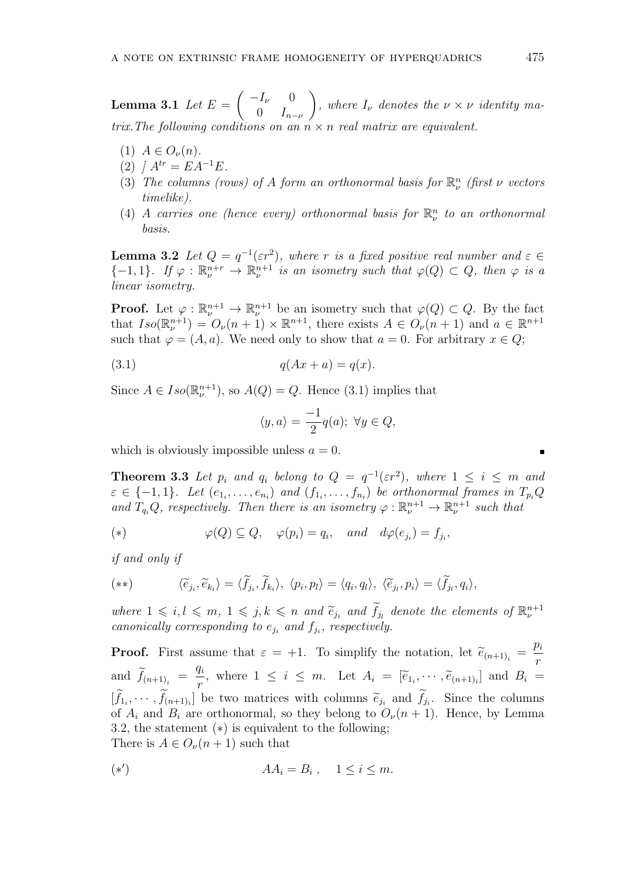**Lemma 3.1** *Let* $E = \begin{pmatrix} -I_\nu & 0 \\ 0 & I_{n-\nu} \end{pmatrix}$*, where* $I_\nu$ *denotes the* $\nu \times \nu$ *identity matrix.The following conditions on an* $n \times n$ *real matrix are equivalent.*

1. $A \in O_\nu(n)$.
2. $/\ A^{tr} = EA^{-1}E$.
3. *The columns (rows) of* $A$ *form an orthonormal basis for* $\mathbb{R}^n_\nu$ *(first* $\nu$ *vectors timelike).*
4. $A$ *carries one (hence every) orthonormal basis for* $\mathbb{R}^n_\nu$ *to an orthonormal basis.*

**Lemma 3.2** *Let* $Q = q^{-1}(\varepsilon r^2)$*, where* $r$ *is a fixed positive real number and* $\varepsilon \in \{-1, 1\}$*. If* $\varphi : \mathbb{R}^{n+r}_\nu \to \mathbb{R}^{n+1}_\nu$ *is an isometry such that* $\varphi(Q) \subset Q$*, then* $\varphi$ *is a linear isometry.*

**Proof.** Let $\varphi : \mathbb{R}^{n+1}_\nu \to \mathbb{R}^{n+1}_\nu$ be an isometry such that $\varphi(Q) \subset Q$. By the fact that $Iso(\mathbb{R}^{n+1}_\nu) = O_\nu(n+1) \times \mathbb{R}^{n+1}$, there exists $A \in O_\nu(n+1)$ and $a \in \mathbb{R}^{n+1}$ such that $\varphi = (A, a)$. We need only to show that $a = 0$. For arbitrary $x \in Q$;

$$q(Ax + a) = q(x). \tag{3.1}$$

Since $A \in Iso(\mathbb{R}^{n+1}_\nu)$, so $A(Q) = Q$. Hence (3.1) implies that

$$\langle y, a \rangle = \frac{-1}{2} q(a);\ \forall y \in Q,$$

which is obviously impossible unless $a = 0$. ∎

**Theorem 3.3** *Let* $p_i$ *and* $q_i$ *belong to* $Q = q^{-1}(\varepsilon r^2)$*, where* $1 \le i \le m$ *and* $\varepsilon \in \{-1, 1\}$*. Let* $(e_{1_i}, \ldots, e_{n_i})$ *and* $(f_{1_i}, \ldots, f_{n_i})$ *be orthonormal frames in* $T_{p_i}Q$ *and* $T_{q_i}Q$*, respectively. Then there is an isometry* $\varphi : \mathbb{R}^{n+1}_\nu \to \mathbb{R}^{n+1}_\nu$ *such that*

$$\varphi(Q) \subseteq Q, \quad \varphi(p_i) = q_i, \quad \text{and} \quad d\varphi(e_{j_i}) = f_{j_i}, \tag{$*$}$$

*if and only if*

$$\langle \widetilde{e}_{j_i}, \widetilde{e}_{k_i} \rangle = \langle \widetilde{f}_{j_i}, \widetilde{f}_{k_i} \rangle,\ \langle p_i, p_l \rangle = \langle q_i, q_l \rangle,\ \langle \widetilde{e}_{j_l}, p_i \rangle = \langle \widetilde{f}_{j_l}, q_i \rangle, \tag{$**$}$$

*where* $1 \leqslant i, l \leqslant m$*,* $1 \leqslant j, k \leqslant n$ *and* $\widetilde{e}_{j_i}$ *and* $\widetilde{f}_{j_l}$ *denote the elements of* $\mathbb{R}^{n+1}_\nu$ *canonically corresponding to* $e_{j_i}$ *and* $f_{j_i}$*, respectively.*

**Proof.** First assume that $\varepsilon = +1$. To simplify the notation, let $\widetilde{e}_{(n+1)_i} = \dfrac{p_i}{r}$ and $\widetilde{f}_{(n+1)_i} = \dfrac{q_i}{r}$, where $1 \le i \le m$. Let $A_i = [\widetilde{e}_{1_i}, \cdots, \widetilde{e}_{(n+1)_i}]$ and $B_i = [\widetilde{f}_{1_i}, \cdots, \widetilde{f}_{(n+1)_i}]$ be two matrices with columns $\widetilde{e}_{j_i}$ and $\widetilde{f}_{j_i}$. Since the columns of $A_i$ and $B_i$ are orthonormal, so they belong to $O_\nu(n+1)$. Hence, by Lemma 3.2, the statement $(*)$ is equivalent to the following;
There is $A \in O_\nu(n+1)$ such that

$$AA_i = B_i\,, \quad 1 \le i \le m. \tag{$*'$}$$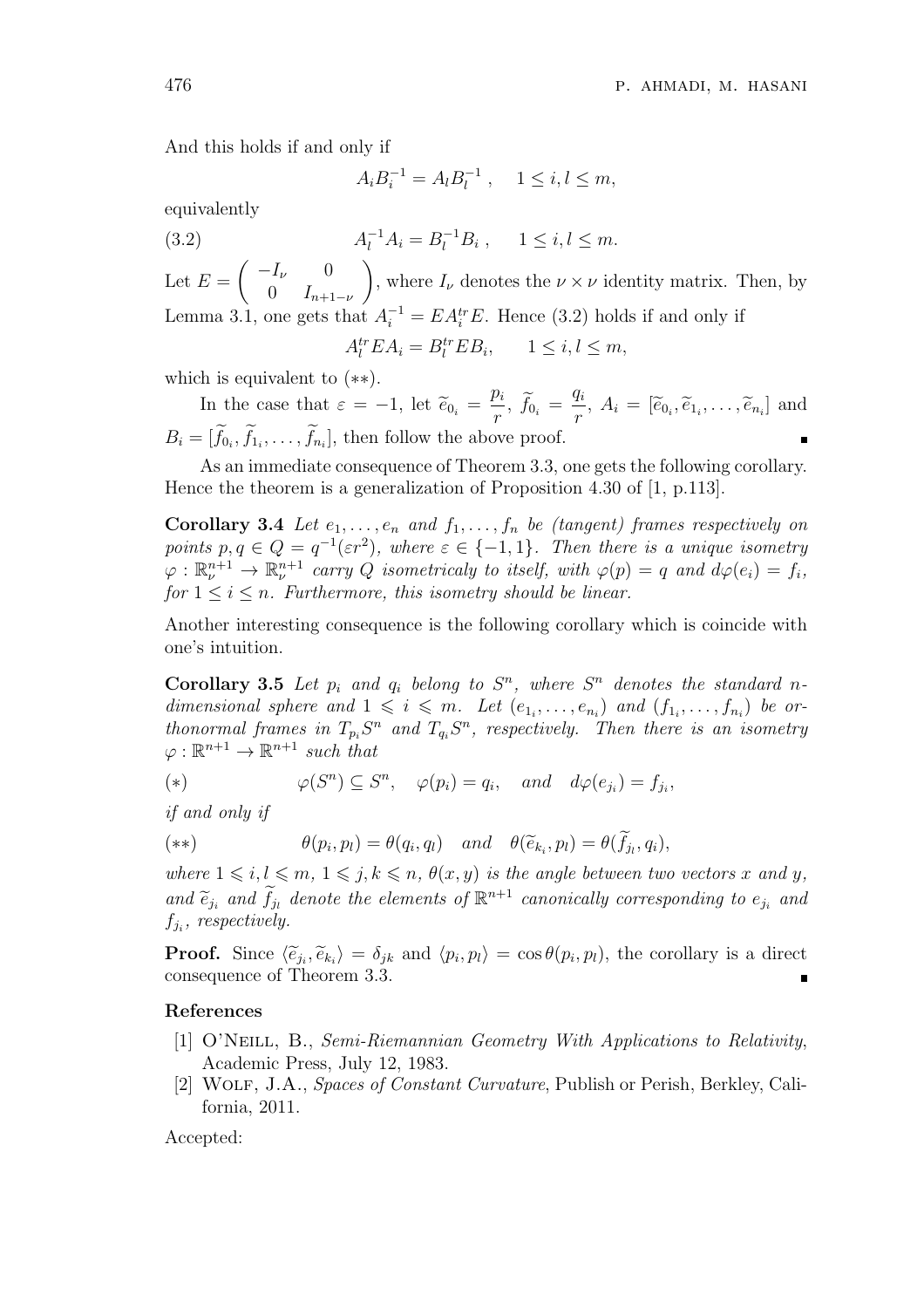And this holds if and only if

$$A_i B_i^{-1} = A_l B_l^{-1}\,, \quad 1 \leq i, l \leq m,$$

equivalently

$$A_l^{-1} A_i = B_l^{-1} B_i\,, \quad 1 \leq i, l \leq m. \tag{3.2}$$

Let $E = \begin{pmatrix} -I_\nu & 0 \\ 0 & I_{n+1-\nu} \end{pmatrix}$, where $I_\nu$ denotes the $\nu \times \nu$ identity matrix. Then, by Lemma 3.1, one gets that $A_i^{-1} = E A_i^{tr} E$. Hence (3.2) holds if and only if

$$A_l^{tr} E A_i = B_l^{tr} E B_i, \qquad 1 \leq i, l \leq m,$$

which is equivalent to $(**)$.

In the case that $\varepsilon = -1$, let $\widetilde{e}_{0_i} = \dfrac{p_i}{r}$, $\widetilde{f}_{0_i} = \dfrac{q_i}{r}$, $A_i = [\widetilde{e}_{0_i}, \widetilde{e}_{1_i}, \ldots, \widetilde{e}_{n_i}]$ and $B_i = [\widetilde{f}_{0_i}, \widetilde{f}_{1_i}, \ldots, \widetilde{f}_{n_i}]$, then follow the above proof. ∎

As an immediate consequence of Theorem 3.3, one gets the following corollary. Hence the theorem is a generalization of Proposition 4.30 of [1, p.113].

**Corollary 3.4** *Let $e_1, \ldots, e_n$ and $f_1, \ldots, f_n$ be (tangent) frames respectively on points $p, q \in Q = q^{-1}(\varepsilon r^2)$, where $\varepsilon \in \{-1, 1\}$. Then there is a unique isometry $\varphi : \mathbb{R}^{n+1}_\nu \to \mathbb{R}^{n+1}_\nu$ carry $Q$ isometricaly to itself, with $\varphi(p) = q$ and $d\varphi(e_i) = f_i$, for $1 \leq i \leq n$. Furthermore, this isometry should be linear.*

Another interesting consequence is the following corollary which is coincide with one's intuition.

**Corollary 3.5** *Let $p_i$ and $q_i$ belong to $S^n$, where $S^n$ denotes the standard $n$-dimensional sphere and $1 \leqslant i \leqslant m$. Let $(e_{1_i}, \ldots, e_{n_i})$ and $(f_{1_i}, \ldots, f_{n_i})$ be orthonormal frames in $T_{p_i}S^n$ and $T_{q_i}S^n$, respectively. Then there is an isometry $\varphi : \mathbb{R}^{n+1} \to \mathbb{R}^{n+1}$ such that*

$$\varphi(S^n) \subseteq S^n, \quad \varphi(p_i) = q_i, \quad \textit{and} \quad d\varphi(e_{j_i}) = f_{j_i}, \tag{$*$}$$

*if and only if*

$$\theta(p_i, p_l) = \theta(q_i, q_l) \quad \textit{and} \quad \theta(\widetilde{e}_{k_i}, p_l) = \theta(\widetilde{f}_{j_l}, q_i), \tag{$**$}$$

*where $1 \leqslant i, l \leqslant m$, $1 \leqslant j, k \leqslant n$, $\theta(x, y)$ is the angle between two vectors $x$ and $y$, and $\widetilde{e}_{j_i}$ and $\widetilde{f}_{j_l}$ denote the elements of $\mathbb{R}^{n+1}$ canonically corresponding to $e_{j_i}$ and $f_{j_i}$, respectively.*

**Proof.** Since $\langle \widetilde{e}_{j_i}, \widetilde{e}_{k_i} \rangle = \delta_{jk}$ and $\langle p_i, p_l \rangle = \cos\theta(p_i, p_l)$, the corollary is a direct consequence of Theorem 3.3. ∎

### References

[1] O'Neill, B., *Semi-Riemannian Geometry With Applications to Relativity*, Academic Press, July 12, 1983.

[2] Wolf, J.A., *Spaces of Constant Curvature*, Publish or Perish, Berkley, California, 2011.

Accepted: